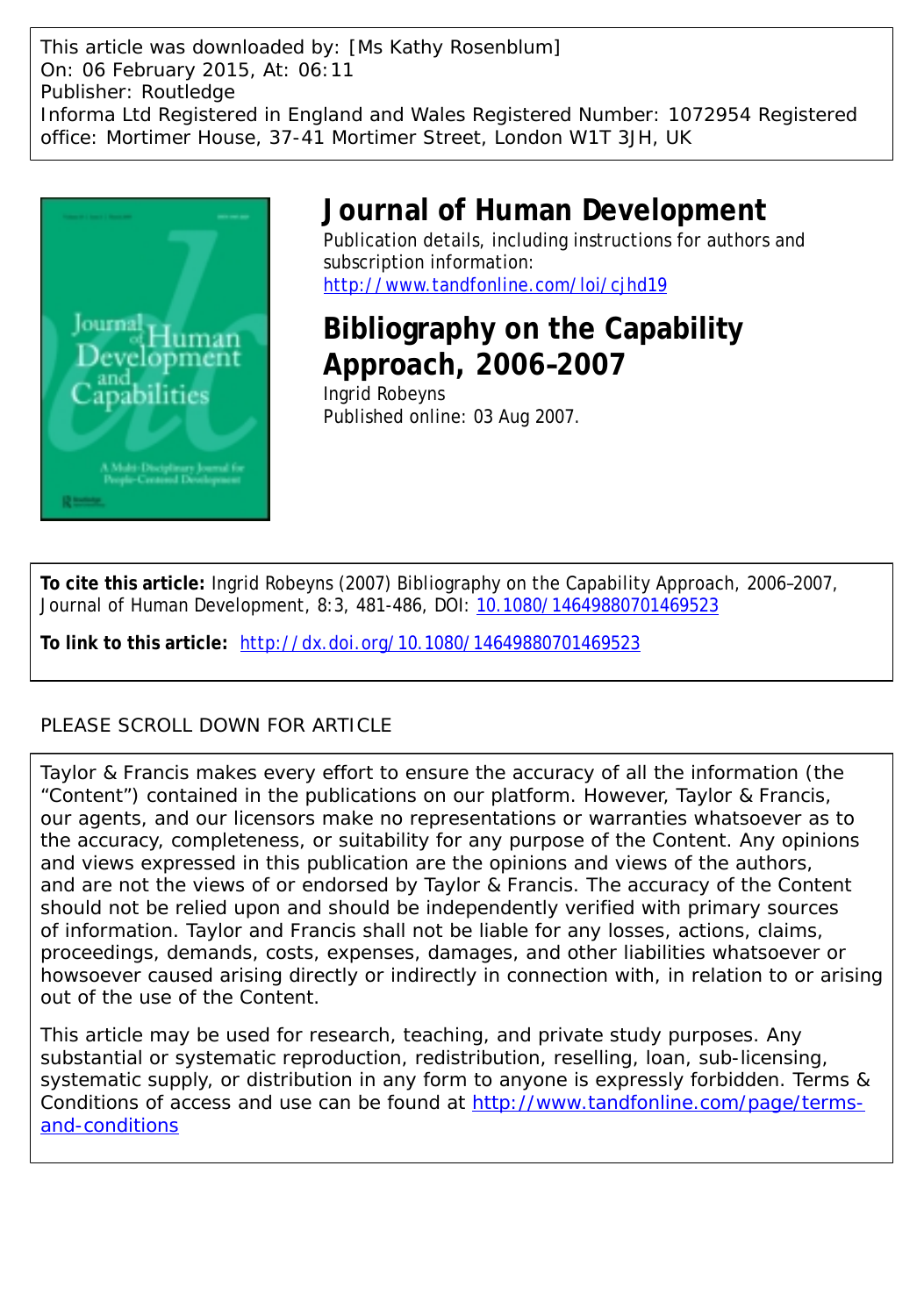This article was downloaded by: [Ms Kathy Rosenblum]
On: 06 February 2015, At: 06:11
Publisher: Routledge
Informa Ltd Registered in England and Wales Registered Number: 1072954 Registered office: Mortimer House, 37-41 Mortimer Street, London W1T 3JH, UK

# Journal of Human Development

Publication details, including instructions for authors and subscription information:
http://www.tandfonline.com/loi/cjhd19

# Bibliography on the Capability Approach, 2006–2007

Ingrid Robeyns
Published online: 03 Aug 2007.

**To cite this article:** Ingrid Robeyns (2007) Bibliography on the Capability Approach, 2006–2007, Journal of Human Development, 8:3, 481-486, DOI: 10.1080/14649880701469523

**To link to this article:** http://dx.doi.org/10.1080/14649880701469523

PLEASE SCROLL DOWN FOR ARTICLE

Taylor & Francis makes every effort to ensure the accuracy of all the information (the "Content") contained in the publications on our platform. However, Taylor & Francis, our agents, and our licensors make no representations or warranties whatsoever as to the accuracy, completeness, or suitability for any purpose of the Content. Any opinions and views expressed in this publication are the opinions and views of the authors, and are not the views of or endorsed by Taylor & Francis. The accuracy of the Content should not be relied upon and should be independently verified with primary sources of information. Taylor and Francis shall not be liable for any losses, actions, claims, proceedings, demands, costs, expenses, damages, and other liabilities whatsoever or howsoever caused arising directly or indirectly in connection with, in relation to or arising out of the use of the Content.

This article may be used for research, teaching, and private study purposes. Any substantial or systematic reproduction, redistribution, reselling, loan, sub-licensing, systematic supply, or distribution in any form to anyone is expressly forbidden. Terms & Conditions of access and use can be found at http://www.tandfonline.com/page/terms-and-conditions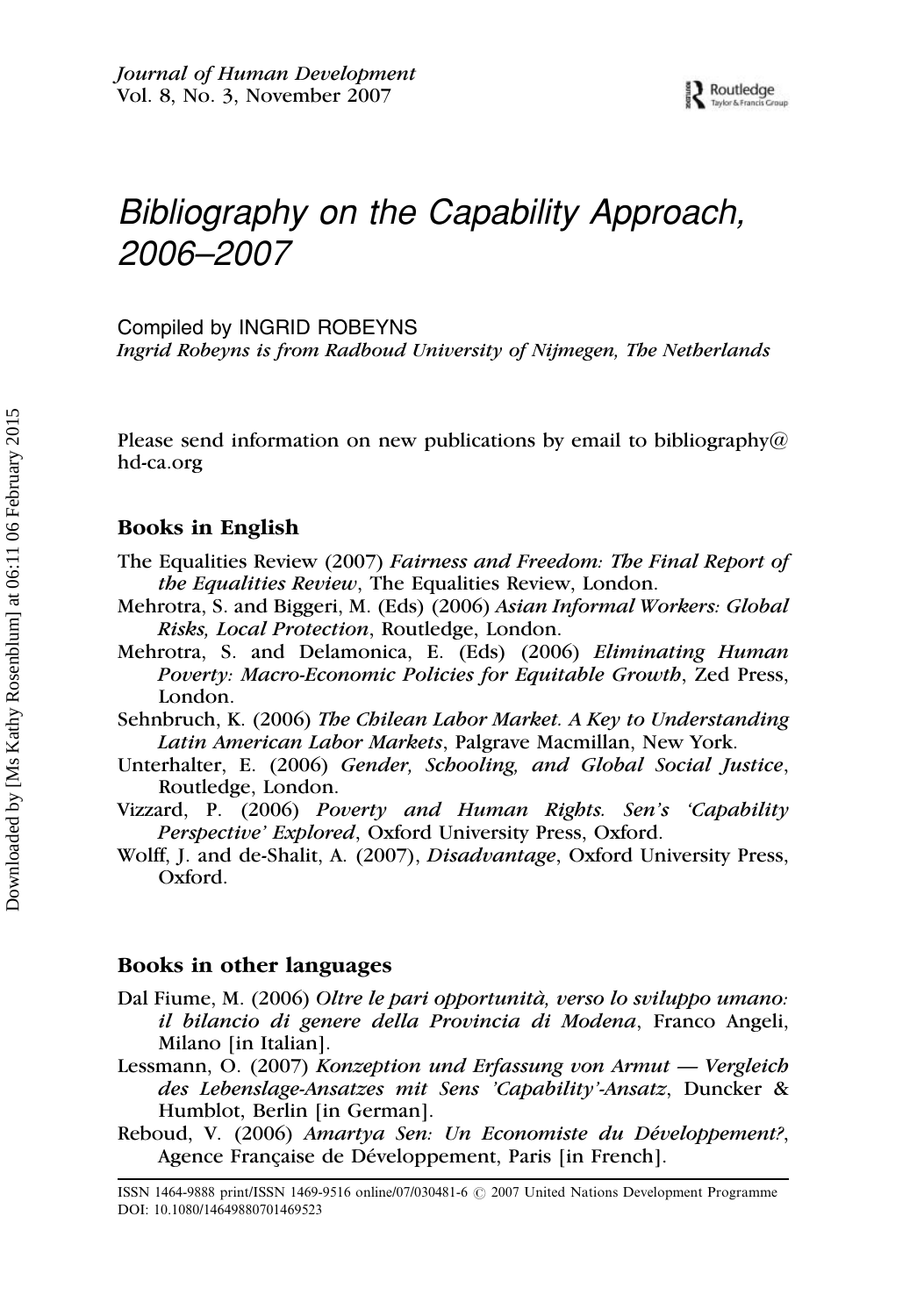# Bibliography on the Capability Approach, 2006–2007

Compiled by INGRID ROBEYNS

*Ingrid Robeyns is from Radboud University of Nijmegen, The Netherlands*

Please send information on new publications by email to bibliography@hd-ca.org

## Books in English

The Equalities Review (2007) *Fairness and Freedom: The Final Report of the Equalities Review*, The Equalities Review, London.

Mehrotra, S. and Biggeri, M. (Eds) (2006) *Asian Informal Workers: Global Risks, Local Protection*, Routledge, London.

Mehrotra, S. and Delamonica, E. (Eds) (2006) *Eliminating Human Poverty: Macro-Economic Policies for Equitable Growth*, Zed Press, London.

Sehnbruch, K. (2006) *The Chilean Labor Market. A Key to Understanding Latin American Labor Markets*, Palgrave Macmillan, New York.

Unterhalter, E. (2006) *Gender, Schooling, and Global Social Justice*, Routledge, London.

Vizzard, P. (2006) *Poverty and Human Rights. Sen's 'Capability Perspective' Explored*, Oxford University Press, Oxford.

Wolff, J. and de-Shalit, A. (2007), *Disadvantage*, Oxford University Press, Oxford.

## Books in other languages

Dal Fiume, M. (2006) *Oltre le pari opportunità, verso lo sviluppo umano: il bilancio di genere della Provincia di Modena*, Franco Angeli, Milano [in Italian].

Lessmann, O. (2007) *Konzeption und Erfassung von Armut — Vergleich des Lebenslage-Ansatzes mit Sens 'Capability'-Ansatz*, Duncker & Humblot, Berlin [in German].

Reboud, V. (2006) *Amartya Sen: Un Economiste du Développement?*, Agence Française de Développement, Paris [in French].

ISSN 1464-9888 print/ISSN 1469-9516 online/07/030481-6 © 2007 United Nations Development Programme
DOI: 10.1080/14649880701469523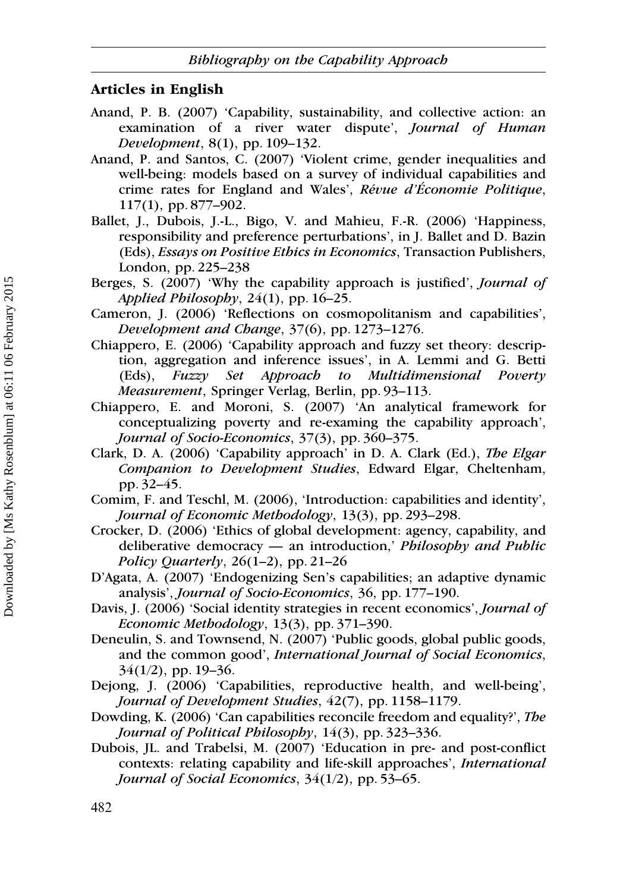## Articles in English

Anand, P. B. (2007) 'Capability, sustainability, and collective action: an examination of a river water dispute', *Journal of Human Development*, 8(1), pp. 109–132.

Anand, P. and Santos, C. (2007) 'Violent crime, gender inequalities and well-being: models based on a survey of individual capabilities and crime rates for England and Wales', *Révue d'Économie Politique*, 117(1), pp. 877–902.

Ballet, J., Dubois, J.-L., Bigo, V. and Mahieu, F.-R. (2006) 'Happiness, responsibility and preference perturbations', in J. Ballet and D. Bazin (Eds), *Essays on Positive Ethics in Economics*, Transaction Publishers, London, pp. 225–238

Berges, S. (2007) 'Why the capability approach is justified', *Journal of Applied Philosophy*, 24(1), pp. 16–25.

Cameron, J. (2006) 'Reflections on cosmopolitanism and capabilities', *Development and Change*, 37(6), pp. 1273–1276.

Chiappero, E. (2006) 'Capability approach and fuzzy set theory: description, aggregation and inference issues', in A. Lemmi and G. Betti (Eds), *Fuzzy Set Approach to Multidimensional Poverty Measurement*, Springer Verlag, Berlin, pp. 93–113.

Chiappero, E. and Moroni, S. (2007) 'An analytical framework for conceptualizing poverty and re-examing the capability approach', *Journal of Socio-Economics*, 37(3), pp. 360–375.

Clark, D. A. (2006) 'Capability approach' in D. A. Clark (Ed.), *The Elgar Companion to Development Studies*, Edward Elgar, Cheltenham, pp. 32–45.

Comim, F. and Teschl, M. (2006), 'Introduction: capabilities and identity', *Journal of Economic Methodology*, 13(3), pp. 293–298.

Crocker, D. (2006) 'Ethics of global development: agency, capability, and deliberative democracy — an introduction,' *Philosophy and Public Policy Quarterly*, 26(1–2), pp. 21–26

D'Agata, A. (2007) 'Endogenizing Sen's capabilities; an adaptive dynamic analysis', *Journal of Socio-Economics*, 36, pp. 177–190.

Davis, J. (2006) 'Social identity strategies in recent economics', *Journal of Economic Methodology*, 13(3), pp. 371–390.

Deneulin, S. and Townsend, N. (2007) 'Public goods, global public goods, and the common good', *International Journal of Social Economics*, 34(1/2), pp. 19–36.

Dejong, J. (2006) 'Capabilities, reproductive health, and well-being', *Journal of Development Studies*, 42(7), pp. 1158–1179.

Dowding, K. (2006) 'Can capabilities reconcile freedom and equality?', *The Journal of Political Philosophy*, 14(3), pp. 323–336.

Dubois, JL. and Trabelsi, M. (2007) 'Education in pre- and post-conflict contexts: relating capability and life-skill approaches', *International Journal of Social Economics*, 34(1/2), pp. 53–65.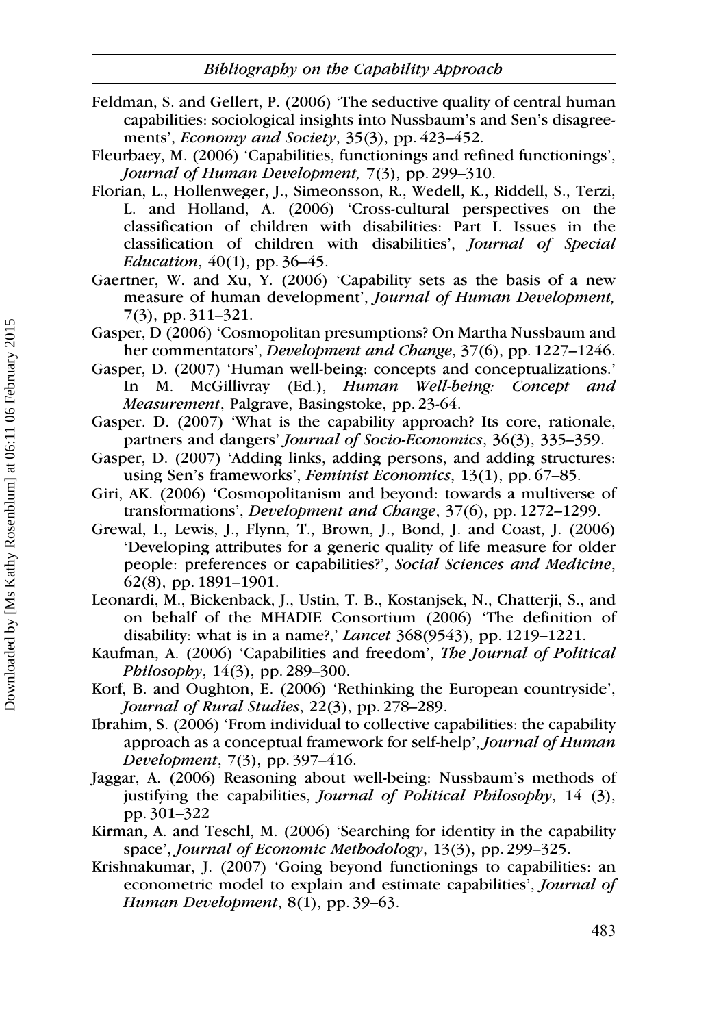Feldman, S. and Gellert, P. (2006) 'The seductive quality of central human capabilities: sociological insights into Nussbaum's and Sen's disagreements', *Economy and Society*, 35(3), pp. 423–452.

Fleurbaey, M. (2006) 'Capabilities, functionings and refined functionings', *Journal of Human Development,* 7(3), pp. 299–310.

Florian, L., Hollenweger, J., Simeonsson, R., Wedell, K., Riddell, S., Terzi, L. and Holland, A. (2006) 'Cross-cultural perspectives on the classification of children with disabilities: Part I. Issues in the classification of children with disabilities', *Journal of Special Education*, 40(1), pp. 36–45.

Gaertner, W. and Xu, Y. (2006) 'Capability sets as the basis of a new measure of human development', *Journal of Human Development,* 7(3), pp. 311–321.

Gasper, D (2006) 'Cosmopolitan presumptions? On Martha Nussbaum and her commentators', *Development and Change*, 37(6), pp. 1227–1246.

Gasper, D. (2007) 'Human well-being: concepts and conceptualizations.' In M. McGillivray (Ed.), *Human Well-being: Concept and Measurement*, Palgrave, Basingstoke, pp. 23-64.

Gasper. D. (2007) 'What is the capability approach? Its core, rationale, partners and dangers' *Journal of Socio-Economics*, 36(3), 335–359.

Gasper, D. (2007) 'Adding links, adding persons, and adding structures: using Sen's frameworks', *Feminist Economics*, 13(1), pp. 67–85.

Giri, AK. (2006) 'Cosmopolitanism and beyond: towards a multiverse of transformations', *Development and Change*, 37(6), pp. 1272–1299.

Grewal, I., Lewis, J., Flynn, T., Brown, J., Bond, J. and Coast, J. (2006) 'Developing attributes for a generic quality of life measure for older people: preferences or capabilities?', *Social Sciences and Medicine*, 62(8), pp. 1891–1901.

Leonardi, M., Bickenback, J., Ustin, T. B., Kostanjsek, N., Chatterji, S., and on behalf of the MHADIE Consortium (2006) 'The definition of disability: what is in a name?,' *Lancet* 368(9543), pp. 1219–1221.

Kaufman, A. (2006) 'Capabilities and freedom', *The Journal of Political Philosophy*, 14(3), pp. 289–300.

Korf, B. and Oughton, E. (2006) 'Rethinking the European countryside', *Journal of Rural Studies*, 22(3), pp. 278–289.

Ibrahim, S. (2006) 'From individual to collective capabilities: the capability approach as a conceptual framework for self-help', *Journal of Human Development*, 7(3), pp. 397–416.

Jaggar, A. (2006) Reasoning about well-being: Nussbaum's methods of justifying the capabilities, *Journal of Political Philosophy*, 14 (3), pp. 301–322

Kirman, A. and Teschl, M. (2006) 'Searching for identity in the capability space', *Journal of Economic Methodology*, 13(3), pp. 299–325.

Krishnakumar, J. (2007) 'Going beyond functionings to capabilities: an econometric model to explain and estimate capabilities', *Journal of Human Development*, 8(1), pp. 39–63.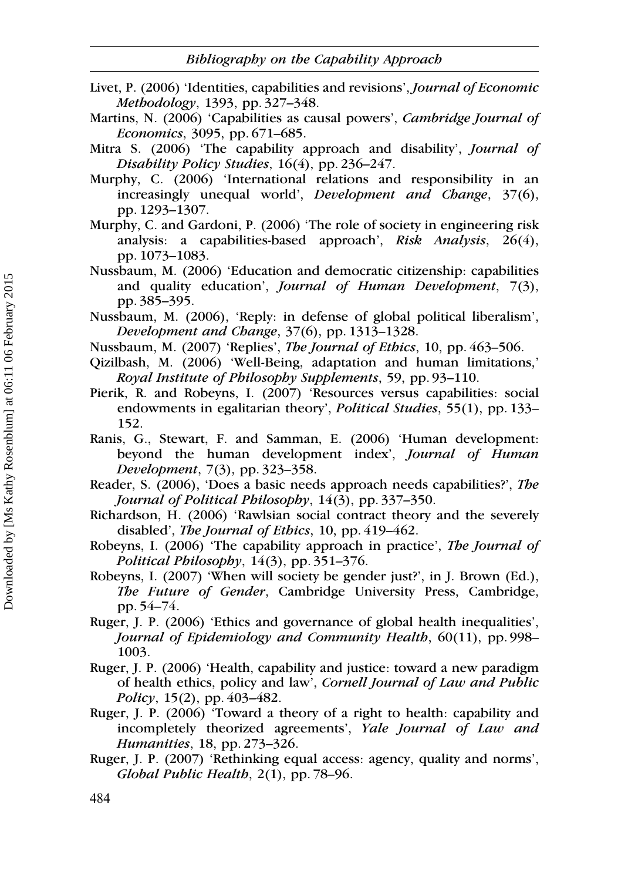Livet, P. (2006) 'Identities, capabilities and revisions', *Journal of Economic Methodology*, 1393, pp. 327–348.

Martins, N. (2006) 'Capabilities as causal powers', *Cambridge Journal of Economics*, 3095, pp. 671–685.

Mitra S. (2006) 'The capability approach and disability', *Journal of Disability Policy Studies*, 16(4), pp. 236–247.

Murphy, C. (2006) 'International relations and responsibility in an increasingly unequal world', *Development and Change*, 37(6), pp. 1293–1307.

Murphy, C. and Gardoni, P. (2006) 'The role of society in engineering risk analysis: a capabilities-based approach', *Risk Analysis*, 26(4), pp. 1073–1083.

Nussbaum, M. (2006) 'Education and democratic citizenship: capabilities and quality education', *Journal of Human Development*, 7(3), pp. 385–395.

Nussbaum, M. (2006), 'Reply: in defense of global political liberalism', *Development and Change*, 37(6), pp. 1313–1328.

Nussbaum, M. (2007) 'Replies', *The Journal of Ethics*, 10, pp. 463–506.

Qizilbash, M. (2006) 'Well-Being, adaptation and human limitations,' *Royal Institute of Philosophy Supplements*, 59, pp. 93–110.

Pierik, R. and Robeyns, I. (2007) 'Resources versus capabilities: social endowments in egalitarian theory', *Political Studies*, 55(1), pp. 133–152.

Ranis, G., Stewart, F. and Samman, E. (2006) 'Human development: beyond the human development index', *Journal of Human Development*, 7(3), pp. 323–358.

Reader, S. (2006), 'Does a basic needs approach needs capabilities?', *The Journal of Political Philosophy*, 14(3), pp. 337–350.

Richardson, H. (2006) 'Rawlsian social contract theory and the severely disabled', *The Journal of Ethics*, 10, pp. 419–462.

Robeyns, I. (2006) 'The capability approach in practice', *The Journal of Political Philosophy*, 14(3), pp. 351–376.

Robeyns, I. (2007) 'When will society be gender just?', in J. Brown (Ed.), *The Future of Gender*, Cambridge University Press, Cambridge, pp. 54–74.

Ruger, J. P. (2006) 'Ethics and governance of global health inequalities', *Journal of Epidemiology and Community Health*, 60(11), pp. 998–1003.

Ruger, J. P. (2006) 'Health, capability and justice: toward a new paradigm of health ethics, policy and law', *Cornell Journal of Law and Public Policy*, 15(2), pp. 403–482.

Ruger, J. P. (2006) 'Toward a theory of a right to health: capability and incompletely theorized agreements', *Yale Journal of Law and Humanities*, 18, pp. 273–326.

Ruger, J. P. (2007) 'Rethinking equal access: agency, quality and norms', *Global Public Health*, 2(1), pp. 78–96.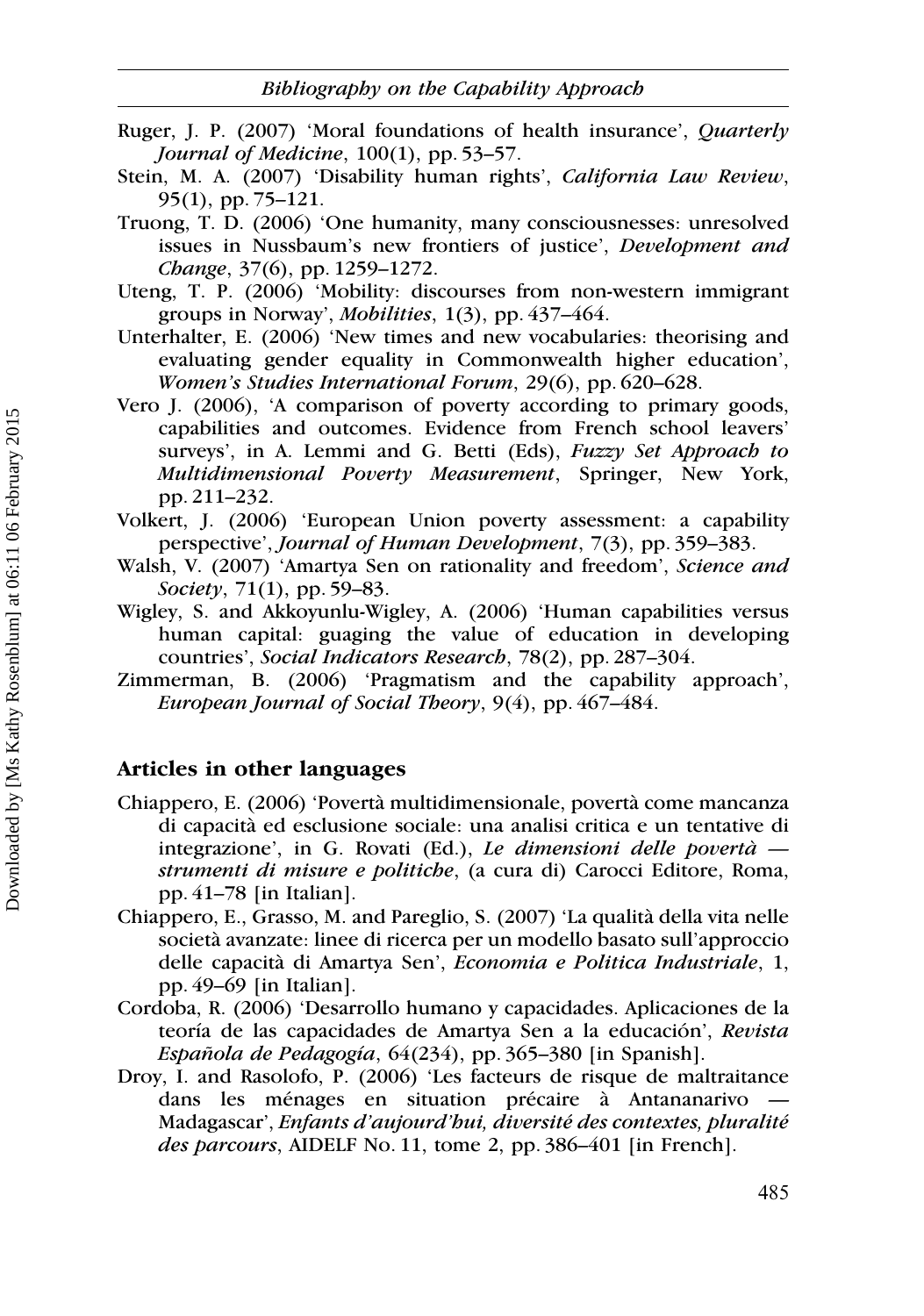Ruger, J. P. (2007) 'Moral foundations of health insurance', *Quarterly Journal of Medicine*, 100(1), pp. 53–57.

Stein, M. A. (2007) 'Disability human rights', *California Law Review*, 95(1), pp. 75–121.

Truong, T. D. (2006) 'One humanity, many consciousnesses: unresolved issues in Nussbaum's new frontiers of justice', *Development and Change*, 37(6), pp. 1259–1272.

Uteng, T. P. (2006) 'Mobility: discourses from non-western immigrant groups in Norway', *Mobilities*, 1(3), pp. 437–464.

Unterhalter, E. (2006) 'New times and new vocabularies: theorising and evaluating gender equality in Commonwealth higher education', *Women's Studies International Forum*, 29(6), pp. 620–628.

Vero J. (2006), 'A comparison of poverty according to primary goods, capabilities and outcomes. Evidence from French school leavers' surveys', in A. Lemmi and G. Betti (Eds), *Fuzzy Set Approach to Multidimensional Poverty Measurement*, Springer, New York, pp. 211–232.

Volkert, J. (2006) 'European Union poverty assessment: a capability perspective', *Journal of Human Development*, 7(3), pp. 359–383.

Walsh, V. (2007) 'Amartya Sen on rationality and freedom', *Science and Society*, 71(1), pp. 59–83.

Wigley, S. and Akkoyunlu-Wigley, A. (2006) 'Human capabilities versus human capital: guaging the value of education in developing countries', *Social Indicators Research*, 78(2), pp. 287–304.

Zimmerman, B. (2006) 'Pragmatism and the capability approach', *European Journal of Social Theory*, 9(4), pp. 467–484.

## Articles in other languages

Chiappero, E. (2006) 'Povertà multidimensionale, povertà come mancanza di capacità ed esclusione sociale: una analisi critica e un tentative di integrazione', in G. Rovati (Ed.), *Le dimensioni delle povertà — strumenti di misure e politiche*, (a cura di) Carocci Editore, Roma, pp. 41–78 [in Italian].

Chiappero, E., Grasso, M. and Pareglio, S. (2007) 'La qualità della vita nelle società avanzate: linee di ricerca per un modello basato sull'approccio delle capacità di Amartya Sen', *Economia e Politica Industriale*, 1, pp. 49–69 [in Italian].

Cordoba, R. (2006) 'Desarrollo humano y capacidades. Aplicaciones de la teoría de las capacidades de Amartya Sen a la educación', *Revista Española de Pedagogía*, 64(234), pp. 365–380 [in Spanish].

Droy, I. and Rasolofo, P. (2006) 'Les facteurs de risque de maltraitance dans les ménages en situation précaire à Antananarivo — Madagascar', *Enfants d'aujourd'hui, diversité des contextes, pluralité des parcours*, AIDELF No. 11, tome 2, pp. 386–401 [in French].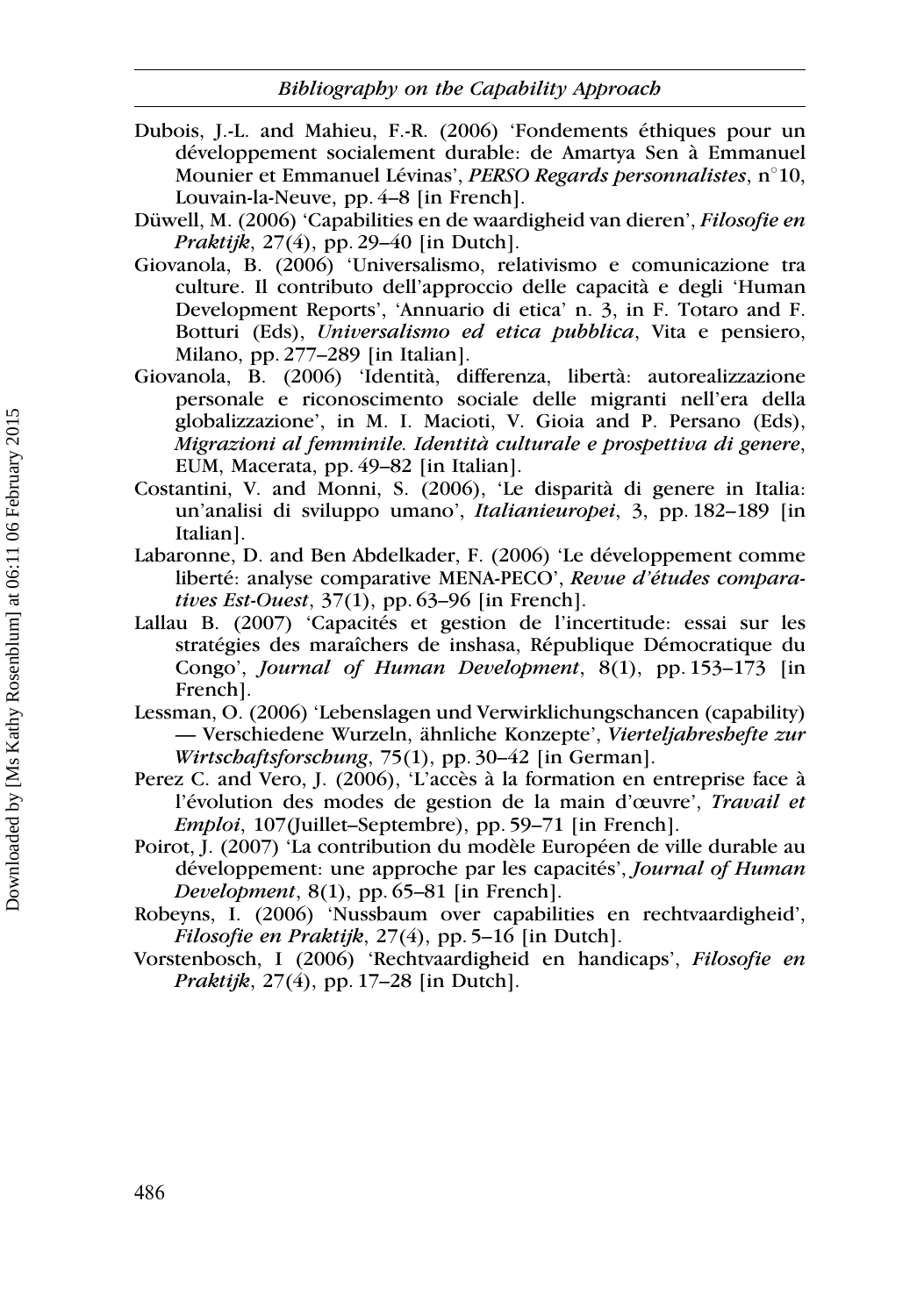Dubois, J.-L. and Mahieu, F.-R. (2006) 'Fondements éthiques pour un développement socialement durable: de Amartya Sen à Emmanuel Mounier et Emmanuel Lévinas', *PERSO Regards personnalistes*, n°10, Louvain-la-Neuve, pp. 4–8 [in French].

Düwell, M. (2006) 'Capabilities en de waardigheid van dieren', *Filosofie en Praktijk*, 27(4), pp. 29–40 [in Dutch].

Giovanola, B. (2006) 'Universalismo, relativismo e comunicazione tra culture. Il contributo dell'approccio delle capacità e degli 'Human Development Reports', 'Annuario di etica' n. 3, in F. Totaro and F. Botturi (Eds), *Universalismo ed etica pubblica*, Vita e pensiero, Milano, pp. 277–289 [in Italian].

Giovanola, B. (2006) 'Identità, differenza, libertà: autorealizzazione personale e riconoscimento sociale delle migranti nell'era della globalizzazione', in M. I. Macioti, V. Gioia and P. Persano (Eds), *Migrazioni al femminile. Identità culturale e prospettiva di genere*, EUM, Macerata, pp. 49–82 [in Italian].

Costantini, V. and Monni, S. (2006), 'Le disparità di genere in Italia: un'analisi di sviluppo umano', *Italianieuropei*, 3, pp. 182–189 [in Italian].

Labaronne, D. and Ben Abdelkader, F. (2006) 'Le développement comme liberté: analyse comparative MENA-PECO', *Revue d'études comparatives Est-Ouest*, 37(1), pp. 63–96 [in French].

Lallau B. (2007) 'Capacités et gestion de l'incertitude: essai sur les stratégies des maraîchers de inshasa, République Démocratique du Congo', *Journal of Human Development*, 8(1), pp. 153–173 [in French].

Lessman, O. (2006) 'Lebenslagen und Verwirklichungschancen (capability) — Verschiedene Wurzeln, ähnliche Konzepte', *Vierteljahreshefte zur Wirtschaftsforschung*, 75(1), pp. 30–42 [in German].

Perez C. and Vero, J. (2006), 'L'accès à la formation en entreprise face à l'évolution des modes de gestion de la main d'œuvre', *Travail et Emploi*, 107(Juillet–Septembre), pp. 59–71 [in French].

Poirot, J. (2007) 'La contribution du modèle Européen de ville durable au développement: une approche par les capacités', *Journal of Human Development*, 8(1), pp. 65–81 [in French].

Robeyns, I. (2006) 'Nussbaum over capabilities en rechtvaardigheid', *Filosofie en Praktijk*, 27(4), pp. 5–16 [in Dutch].

Vorstenbosch, I (2006) 'Rechtvaardigheid en handicaps', *Filosofie en Praktijk*, 27(4), pp. 17–28 [in Dutch].